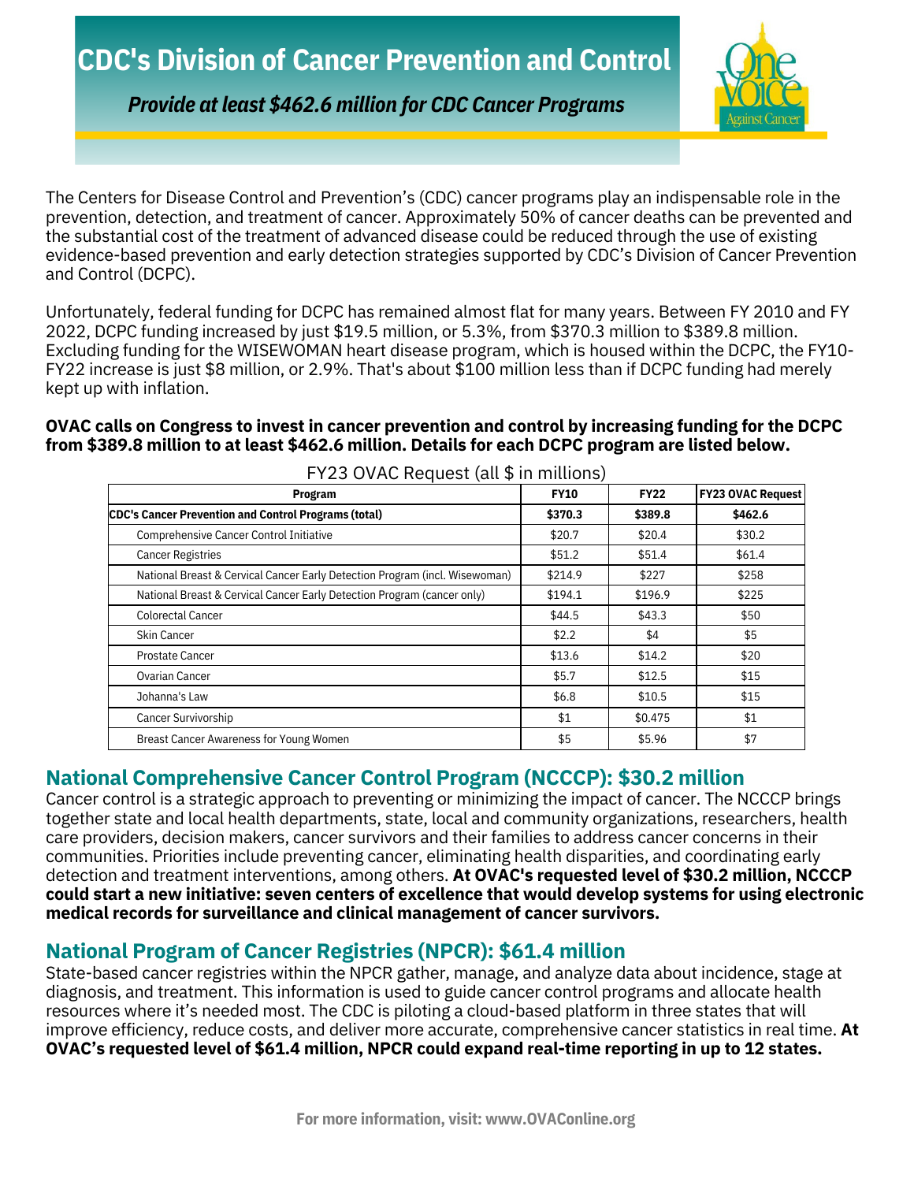# CDC's Division of Cancer Prevention and Control

***Provide at least $462.6 million for CDC Cancer Programs***

The Centers for Disease Control and Prevention's (CDC) cancer programs play an indispensable role in the prevention, detection, and treatment of cancer. Approximately 50% of cancer deaths can be prevented and the substantial cost of the treatment of advanced disease could be reduced through the use of existing evidence-based prevention and early detection strategies supported by CDC's Division of Cancer Prevention and Control (DCPC).

Unfortunately, federal funding for DCPC has remained almost flat for many years. Between FY 2010 and FY 2022, DCPC funding increased by just $19.5 million, or 5.3%, from $370.3 million to $389.8 million. Excluding funding for the WISEWOMAN heart disease program, which is housed within the DCPC, the FY10-FY22 increase is just $8 million, or 2.9%. That's about $100 million less than if DCPC funding had merely kept up with inflation.

**OVAC calls on Congress to invest in cancer prevention and control by increasing funding for the DCPC from $389.8 million to at least $462.6 million. Details for each DCPC program are listed below.**

FY23 OVAC Request (all $ in millions)

| Program | FY10 | FY22 | FY23 OVAC Request |
|---|---|---|---|
| **CDC's Cancer Prevention and Control Programs (total)** | **$370.3** | **$389.8** | **$462.6** |
| Comprehensive Cancer Control Initiative | $20.7 | $20.4 | $30.2 |
| Cancer Registries | $51.2 | $51.4 | $61.4 |
| National Breast & Cervical Cancer Early Detection Program (incl. Wisewoman) | $214.9 | $227 | $258 |
| National Breast & Cervical Cancer Early Detection Program (cancer only) | $194.1 | $196.9 | $225 |
| Colorectal Cancer | $44.5 | $43.3 | $50 |
| Skin Cancer | $2.2 | $4 | $5 |
| Prostate Cancer | $13.6 | $14.2 | $20 |
| Ovarian Cancer | $5.7 | $12.5 | $15 |
| Johanna's Law | $6.8 | $10.5 | $15 |
| Cancer Survivorship | $1 | $0.475 | $1 |
| Breast Cancer Awareness for Young Women | $5 | $5.96 | $7 |

## National Comprehensive Cancer Control Program (NCCCP): $30.2 million

Cancer control is a strategic approach to preventing or minimizing the impact of cancer. The NCCCP brings together state and local health departments, state, local and community organizations, researchers, health care providers, decision makers, cancer survivors and their families to address cancer concerns in their communities. Priorities include preventing cancer, eliminating health disparities, and coordinating early detection and treatment interventions, among others. **At OVAC's requested level of $30.2 million, NCCCP could start a new initiative: seven centers of excellence that would develop systems for using electronic medical records for surveillance and clinical management of cancer survivors.**

## National Program of Cancer Registries (NPCR): $61.4 million

State-based cancer registries within the NPCR gather, manage, and analyze data about incidence, stage at diagnosis, and treatment. This information is used to guide cancer control programs and allocate health resources where it's needed most. The CDC is piloting a cloud-based platform in three states that will improve efficiency, reduce costs, and deliver more accurate, comprehensive cancer statistics in real time. **At OVAC's requested level of $61.4 million, NPCR could expand real-time reporting in up to 12 states.**

For more information, visit: www.OVAConline.org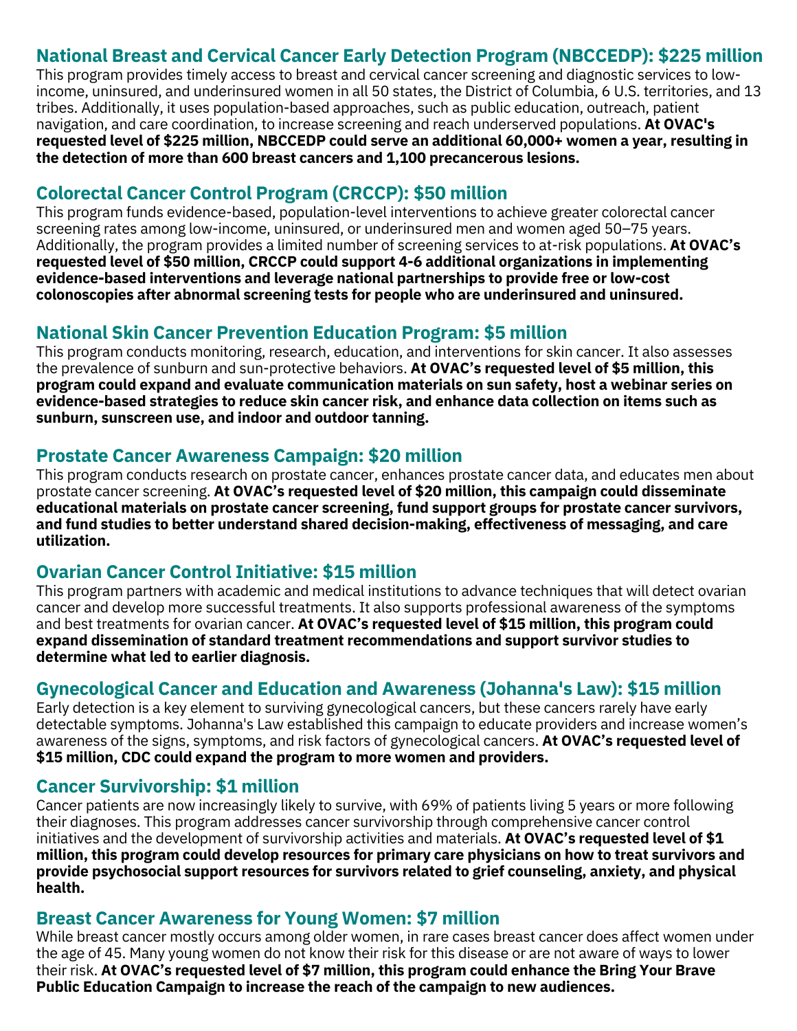## National Breast and Cervical Cancer Early Detection Program (NBCCEDP): $225 million

This program provides timely access to breast and cervical cancer screening and diagnostic services to low-income, uninsured, and underinsured women in all 50 states, the District of Columbia, 6 U.S. territories, and 13 tribes. Additionally, it uses population-based approaches, such as public education, outreach, patient navigation, and care coordination, to increase screening and reach underserved populations. **At OVAC's requested level of $225 million, NBCCEDP could serve an additional 60,000+ women a year, resulting in the detection of more than 600 breast cancers and 1,100 precancerous lesions.**

## Colorectal Cancer Control Program (CRCCP): $50 million

This program funds evidence-based, population-level interventions to achieve greater colorectal cancer screening rates among low-income, uninsured, or underinsured men and women aged 50–75 years. Additionally, the program provides a limited number of screening services to at-risk populations. **At OVAC's requested level of $50 million, CRCCP could support 4-6 additional organizations in implementing evidence-based interventions and leverage national partnerships to provide free or low-cost colonoscopies after abnormal screening tests for people who are underinsured and uninsured.**

## National Skin Cancer Prevention Education Program: $5 million

This program conducts monitoring, research, education, and interventions for skin cancer. It also assesses the prevalence of sunburn and sun-protective behaviors. **At OVAC's requested level of $5 million, this program could expand and evaluate communication materials on sun safety, host a webinar series on evidence-based strategies to reduce skin cancer risk, and enhance data collection on items such as sunburn, sunscreen use, and indoor and outdoor tanning.**

## Prostate Cancer Awareness Campaign: $20 million

This program conducts research on prostate cancer, enhances prostate cancer data, and educates men about prostate cancer screening. **At OVAC's requested level of $20 million, this campaign could disseminate educational materials on prostate cancer screening, fund support groups for prostate cancer survivors, and fund studies to better understand shared decision-making, effectiveness of messaging, and care utilization.**

## Ovarian Cancer Control Initiative: $15 million

This program partners with academic and medical institutions to advance techniques that will detect ovarian cancer and develop more successful treatments. It also supports professional awareness of the symptoms and best treatments for ovarian cancer. **At OVAC's requested level of $15 million, this program could expand dissemination of standard treatment recommendations and support survivor studies to determine what led to earlier diagnosis.**

## Gynecological Cancer and Education and Awareness (Johanna's Law): $15 million

Early detection is a key element to surviving gynecological cancers, but these cancers rarely have early detectable symptoms. Johanna's Law established this campaign to educate providers and increase women's awareness of the signs, symptoms, and risk factors of gynecological cancers. **At OVAC's requested level of $15 million, CDC could expand the program to more women and providers.**

## Cancer Survivorship: $1 million

Cancer patients are now increasingly likely to survive, with 69% of patients living 5 years or more following their diagnoses. This program addresses cancer survivorship through comprehensive cancer control initiatives and the development of survivorship activities and materials. **At OVAC's requested level of $1 million, this program could develop resources for primary care physicians on how to treat survivors and provide psychosocial support resources for survivors related to grief counseling, anxiety, and physical health.**

## Breast Cancer Awareness for Young Women: $7 million

While breast cancer mostly occurs among older women, in rare cases breast cancer does affect women under the age of 45. Many young women do not know their risk for this disease or are not aware of ways to lower their risk. **At OVAC's requested level of $7 million, this program could enhance the Bring Your Brave Public Education Campaign to increase the reach of the campaign to new audiences.**